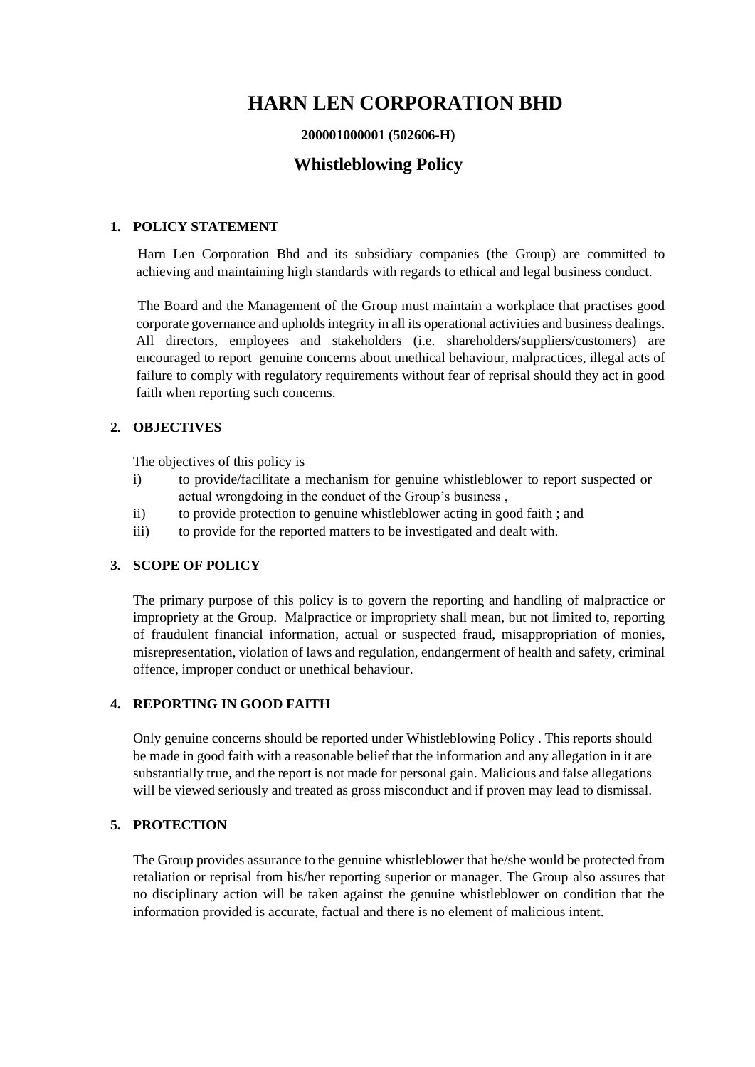# HARN LEN CORPORATION BHD

**200001000001 (502606-H)**

## Whistleblowing Policy

### 1. POLICY STATEMENT

Harn Len Corporation Bhd and its subsidiary companies (the Group) are committed to achieving and maintaining high standards with regards to ethical and legal business conduct.

The Board and the Management of the Group must maintain a workplace that practises good corporate governance and upholds integrity in all its operational activities and business dealings. All directors, employees and stakeholders (i.e. shareholders/suppliers/customers) are encouraged to report genuine concerns about unethical behaviour, malpractices, illegal acts of failure to comply with regulatory requirements without fear of reprisal should they act in good faith when reporting such concerns.

### 2. OBJECTIVES

The objectives of this policy is

i) to provide/facilitate a mechanism for genuine whistleblower to report suspected or actual wrongdoing in the conduct of the Group's business ,

ii) to provide protection to genuine whistleblower acting in good faith ; and

iii) to provide for the reported matters to be investigated and dealt with.

### 3. SCOPE OF POLICY

The primary purpose of this policy is to govern the reporting and handling of malpractice or impropriety at the Group. Malpractice or impropriety shall mean, but not limited to, reporting of fraudulent financial information, actual or suspected fraud, misappropriation of monies, misrepresentation, violation of laws and regulation, endangerment of health and safety, criminal offence, improper conduct or unethical behaviour.

### 4. REPORTING IN GOOD FAITH

Only genuine concerns should be reported under Whistleblowing Policy . This reports should be made in good faith with a reasonable belief that the information and any allegation in it are substantially true, and the report is not made for personal gain. Malicious and false allegations will be viewed seriously and treated as gross misconduct and if proven may lead to dismissal.

### 5. PROTECTION

The Group provides assurance to the genuine whistleblower that he/she would be protected from retaliation or reprisal from his/her reporting superior or manager. The Group also assures that no disciplinary action will be taken against the genuine whistleblower on condition that the information provided is accurate, factual and there is no element of malicious intent.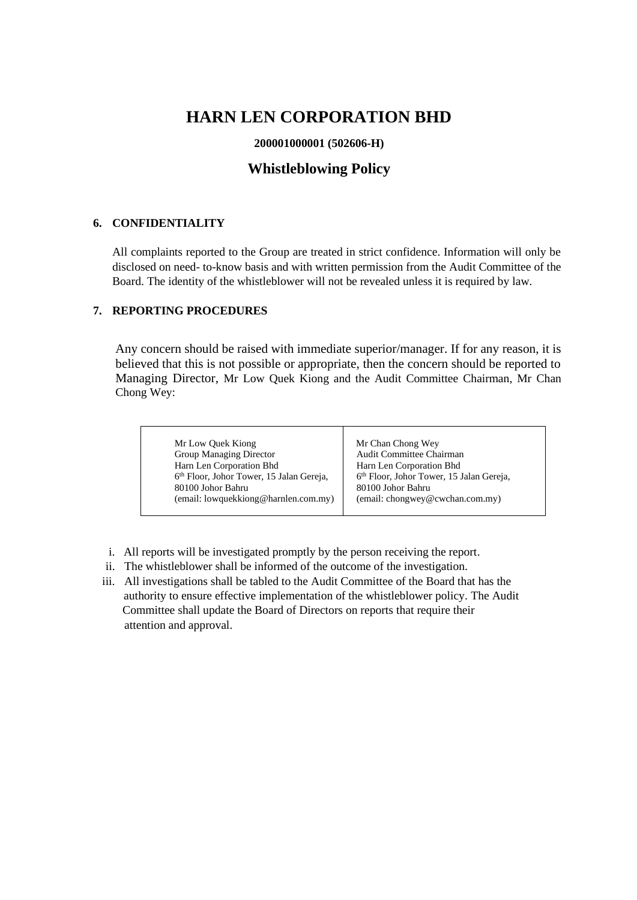# HARN LEN CORPORATION BHD

**200001000001 (502606-H)**

## Whistleblowing Policy

### 6. CONFIDENTIALITY

All complaints reported to the Group are treated in strict confidence. Information will only be disclosed on need- to-know basis and with written permission from the Audit Committee of the Board. The identity of the whistleblower will not be revealed unless it is required by law.

### 7. REPORTING PROCEDURES

Any concern should be raised with immediate superior/manager. If for any reason, it is believed that this is not possible or appropriate, then the concern should be reported to Managing Director, Mr Low Quek Kiong and the Audit Committee Chairman, Mr Chan Chong Wey:

| | |
|---|---|
| Mr Low Quek Kiong<br>Group Managing Director<br>Harn Len Corporation Bhd<br>6th Floor, Johor Tower, 15 Jalan Gereja,<br>80100 Johor Bahru<br>(email: lowquekkiong@harnlen.com.my) | Mr Chan Chong Wey<br>Audit Committee Chairman<br>Harn Len Corporation Bhd<br>6th Floor, Johor Tower, 15 Jalan Gereja,<br>80100 Johor Bahru<br>(email: chongwey@cwchan.com.my) |

i. All reports will be investigated promptly by the person receiving the report.
ii. The whistleblower shall be informed of the outcome of the investigation.
iii. All investigations shall be tabled to the Audit Committee of the Board that has the authority to ensure effective implementation of the whistleblower policy. The Audit Committee shall update the Board of Directors on reports that require their attention and approval.